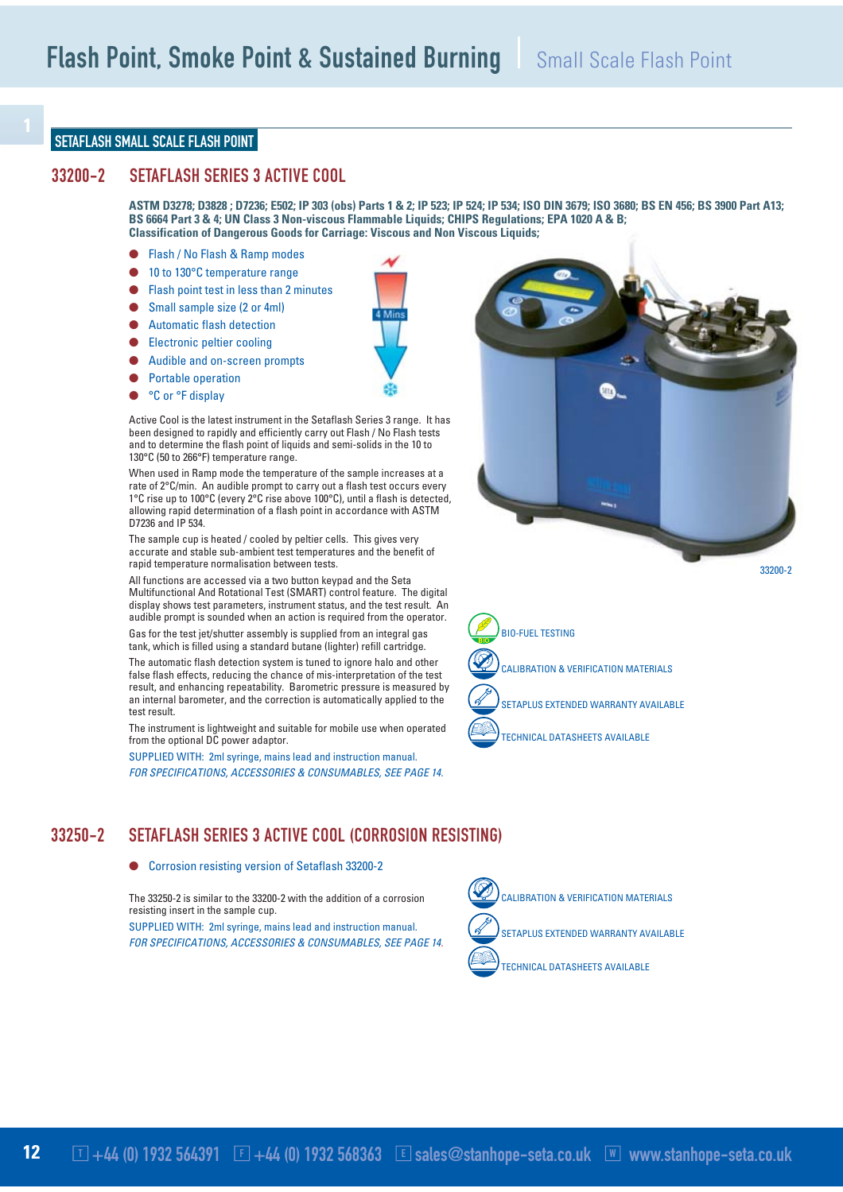# Flash Point, Smoke Point & Sustained Burning | Small Scale Flash Point

## SETAFLASH SMALL SCALE FLASH POINT

## 33200-2 SETAFLASH SERIES 3 ACTIVE COOL

**ASTM D3278; D3828 ; D7236; E502; IP 303 (obs) Parts 1 & 2; IP 523; IP 524; IP 534; ISO DIN 3679; ISO 3680; BS EN 456; BS 3900 Part A13; BS 6664 Part 3 & 4; UN Class 3 Non-viscous Flammable Liquids; CHIPS Regulations; EPA 1020 A & B; Classification of Dangerous Goods for Carriage: Viscous and Non Viscous Liquids;**

- Flash / No Flash & Ramp modes
- 10 to 130°C temperature range
- Flash point test in less than 2 minutes
- Small sample size (2 or 4ml)
- Automatic flash detection
- Electronic peltier cooling
- Audible and on-screen prompts
- Portable operation
- °C or °F display

4 Mins

Active Cool is the latest instrument in the Setaflash Series 3 range. It has been designed to rapidly and efficiently carry out Flash / No Flash tests and to determine the flash point of liquids and semi-solids in the 10 to 130°C (50 to 266°F) temperature range.

When used in Ramp mode the temperature of the sample increases at a rate of 2°C/min. An audible prompt to carry out a flash test occurs every 1°C rise up to 100°C (every 2°C rise above 100°C), until a flash is detected, allowing rapid determination of a flash point in accordance with ASTM D7236 and IP 534.

The sample cup is heated / cooled by peltier cells. This gives very accurate and stable sub-ambient test temperatures and the benefit of rapid temperature normalisation between tests.

All functions are accessed via a two button keypad and the Seta Multifunctional And Rotational Test (SMART) control feature. The digital display shows test parameters, instrument status, and the test result. An audible prompt is sounded when an action is required from the operator.

Gas for the test jet/shutter assembly is supplied from an integral gas tank, which is filled using a standard butane (lighter) refill cartridge.

The automatic flash detection system is tuned to ignore halo and other false flash effects, reducing the chance of mis-interpretation of the test result, and enhancing repeatability. Barometric pressure is measured by an internal barometer, and the correction is automatically applied to the test result.

The instrument is lightweight and suitable for mobile use when operated from the optional DC power adaptor.

SUPPLIED WITH: 2ml syringe, mains lead and instruction manual.

*FOR SPECIFICATIONS, ACCESSORIES & CONSUMABLES, SEE PAGE 14.*

33200-2

- BIO-FUEL TESTING
- CALIBRATION & VERIFICATION MATERIALS
- SETAPLUS EXTENDED WARRANTY AVAILABLE
- TECHNICAL DATASHEETS AVAILABLE

## 33250-2 SETAFLASH SERIES 3 ACTIVE COOL (CORROSION RESISTING)

- Corrosion resisting version of Setaflash 33200-2

The 33250-2 is similar to the 33200-2 with the addition of a corrosion resisting insert in the sample cup.

SUPPLIED WITH: 2ml syringe, mains lead and instruction manual.

*FOR SPECIFICATIONS, ACCESSORIES & CONSUMABLES, SEE PAGE 14.*

- CALIBRATION & VERIFICATION MATERIALS
- SETAPLUS EXTENDED WARRANTY AVAILABLE
- TECHNICAL DATASHEETS AVAILABLE

T +44 (0) 1932 564391 F +44 (0) 1932 568363 E sales@stanhope-seta.co.uk W www.stanhope-seta.co.uk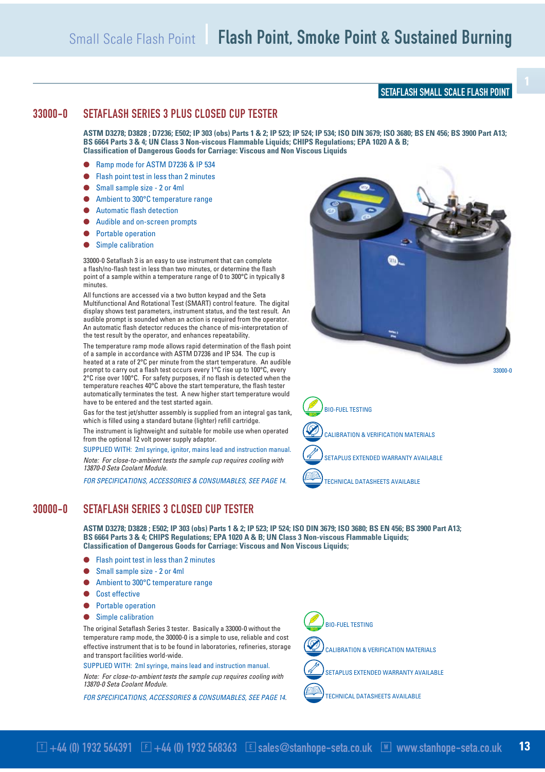## SETAFLASH SMALL SCALE FLASH POINT

## 33000-0 SETAFLASH SERIES 3 PLUS CLOSED CUP TESTER

**ASTM D3278; D3828 ; D7236; E502; IP 303 (obs) Parts 1 & 2; IP 523; IP 524; IP 534; ISO DIN 3679; ISO 3680; BS EN 456; BS 3900 Part A13; BS 6664 Parts 3 & 4; UN Class 3 Non-viscous Flammable Liquids; CHIPS Regulations; EPA 1020 A & B; Classification of Dangerous Goods for Carriage: Viscous and Non Viscous Liquids**

- Ramp mode for ASTM D7236 & IP 534
- Flash point test in less than 2 minutes
- Small sample size - 2 or 4ml
- Ambient to 300°C temperature range
- Automatic flash detection
- Audible and on-screen prompts
- Portable operation
- Simple calibration

33000-0 Setaflash 3 is an easy to use instrument that can complete a flash/no-flash test in less than two minutes, or determine the flash point of a sample within a temperature range of 0 to 300°C in typically 8 minutes.

All functions are accessed via a two button keypad and the Seta Multifunctional And Rotational Test (SMART) control feature. The digital display shows test parameters, instrument status, and the test result. An audible prompt is sounded when an action is required from the operator. An automatic flash detector reduces the chance of mis-interpretation of the test result by the operator, and enhances repeatability.

The temperature ramp mode allows rapid determination of the flash point of a sample in accordance with ASTM D7236 and IP 534. The cup is heated at a rate of 2°C per minute from the start temperature. An audible prompt to carry out a flash test occurs every 1°C rise up to 100°C, every 2°C rise over 100°C. For safety purposes, if no flash is detected when the temperature reaches 40°C above the start temperature, the flash tester automatically terminates the test. A new higher start temperature would have to be entered and the test started again.

Gas for the test jet/shutter assembly is supplied from an integral gas tank, which is filled using a standard butane (lighter) refill cartridge.

The instrument is lightweight and suitable for mobile use when operated from the optional 12 volt power supply adaptor.

SUPPLIED WITH: 2ml syringe, ignitor, mains lead and instruction manual.

*Note: For close-to-ambient tests the sample cup requires cooling with 13870-0 Seta Coolant Module.*

*FOR SPECIFICATIONS, ACCESSORIES & CONSUMABLES, SEE PAGE 14.*

33000-0

BIO-FUEL TESTING

CALIBRATION & VERIFICATION MATERIALS

SETAPLUS EXTENDED WARRANTY AVAILABLE

TECHNICAL DATASHEETS AVAILABLE

## 30000-0 SETAFLASH SERIES 3 CLOSED CUP TESTER

**ASTM D3278; D3828 ; E502; IP 303 (obs) Parts 1 & 2; IP 523; IP 524; ISO DIN 3679; ISO 3680; BS EN 456; BS 3900 Part A13; BS 6664 Parts 3 & 4; CHIPS Regulations; EPA 1020 A & B; UN Class 3 Non-viscous Flammable Liquids; Classification of Dangerous Goods for Carriage: Viscous and Non Viscous Liquids;**

- Flash point test in less than 2 minutes
- Small sample size - 2 or 4ml
- Ambient to 300°C temperature range
- Cost effective
- Portable operation
- Simple calibration

The original Setaflash Series 3 tester. Basically a 33000-0 without the temperature ramp mode, the 30000-0 is a simple to use, reliable and cost effective instrument that is to be found in laboratories, refineries, storage and transport facilities world-wide.

SUPPLIED WITH: 2ml syringe, mains lead and instruction manual.

*Note: For close-to-ambient tests the sample cup requires cooling with 13870-0 Seta Coolant Module.*

*FOR SPECIFICATIONS, ACCESSORIES & CONSUMABLES, SEE PAGE 14.*

BIO-FUEL TESTING

CALIBRATION & VERIFICATION MATERIALS

SETAPLUS EXTENDED WARRANTY AVAILABLE

TECHNICAL DATASHEETS AVAILABLE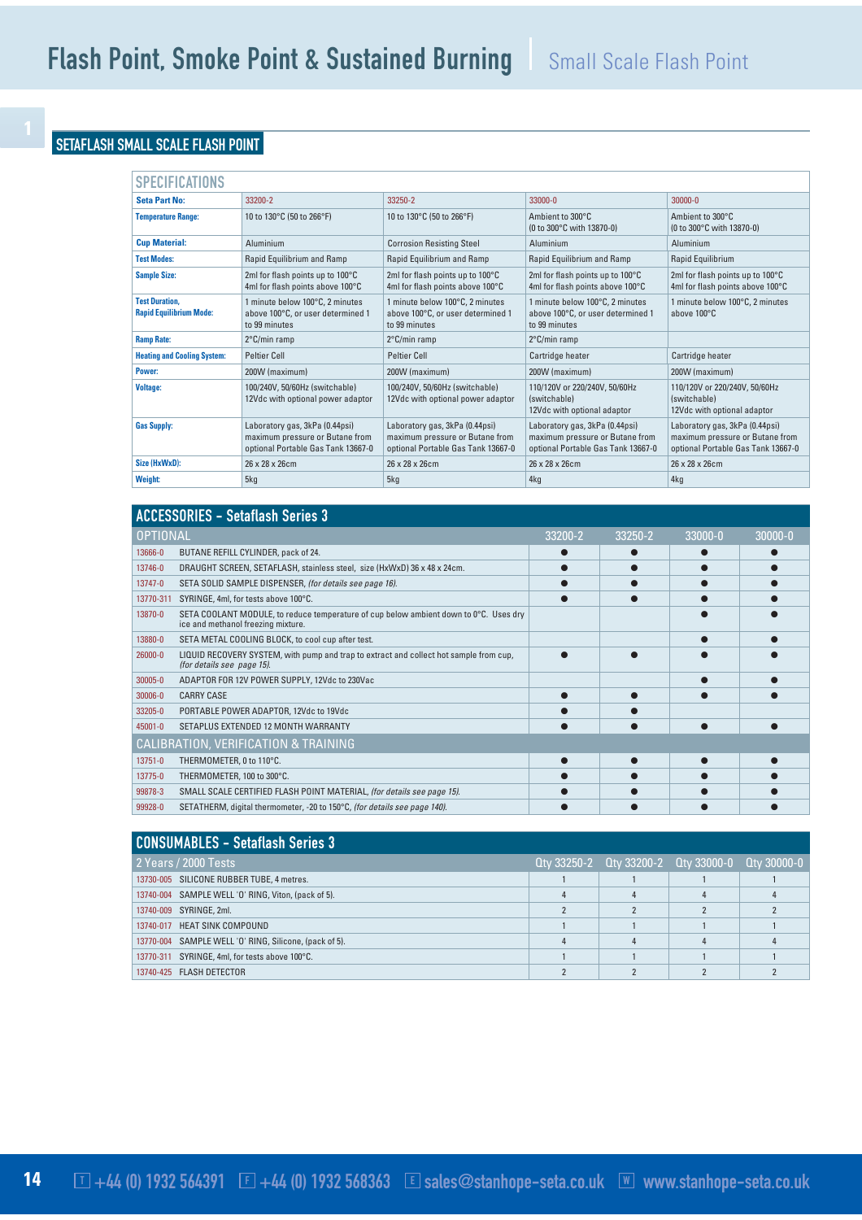# Flash Point, Smoke Point & Sustained Burning | Small Scale Flash Point

## SETAFLASH SMALL SCALE FLASH POINT

### SPECIFICATIONS

| Seta Part No: | 33200-2 | 33250-2 | 33000-0 | 30000-0 |
|---|---|---|---|---|
| Temperature Range: | 10 to 130°C (50 to 266°F) | 10 to 130°C (50 to 266°F) | Ambient to 300°C (0 to 300°C with 13870-0) | Ambient to 300°C (0 to 300°C with 13870-0) |
| Cup Material: | Aluminium | Corrosion Resisting Steel | Aluminium | Aluminium |
| Test Modes: | Rapid Equilibrium and Ramp | Rapid Equilibrium and Ramp | Rapid Equilibrium and Ramp | Rapid Equilibrium |
| Sample Size: | 2ml for flash points up to 100°C 4ml for flash points above 100°C | 2ml for flash points up to 100°C 4ml for flash points above 100°C | 2ml for flash points up to 100°C 4ml for flash points above 100°C | 2ml for flash points up to 100°C 4ml for flash points above 100°C |
| Test Duration, Rapid Equilibrium Mode: | 1 minute below 100°C, 2 minutes above 100°C, or user determined 1 to 99 minutes | 1 minute below 100°C, 2 minutes above 100°C, or user determined 1 to 99 minutes | 1 minute below 100°C, 2 minutes above 100°C, or user determined 1 to 99 minutes | 1 minute below 100°C, 2 minutes above 100°C |
| Ramp Rate: | 2°C/min ramp | 2°C/min ramp | 2°C/min ramp | |
| Heating and Cooling System: | Peltier Cell | Peltier Cell | Cartridge heater | Cartridge heater |
| Power: | 200W (maximum) | 200W (maximum) | 200W (maximum) | 200W (maximum) |
| Voltage: | 100/240V, 50/60Hz (switchable) 12Vdc with optional power adaptor | 100/240V, 50/60Hz (switchable) 12Vdc with optional power adaptor | 110/120V or 220/240V, 50/60Hz (switchable) 12Vdc with optional adaptor | 110/120V or 220/240V, 50/60Hz (switchable) 12Vdc with optional adaptor |
| Gas Supply: | Laboratory gas, 3kPa (0.44psi) maximum pressure or Butane from optional Portable Gas Tank 13667-0 | Laboratory gas, 3kPa (0.44psi) maximum pressure or Butane from optional Portable Gas Tank 13667-0 | Laboratory gas, 3kPa (0.44psi) maximum pressure or Butane from optional Portable Gas Tank 13667-0 | Laboratory gas, 3kPa (0.44psi) maximum pressure or Butane from optional Portable Gas Tank 13667-0 |
| Size (HxWxD): | 26 x 28 x 26cm | 26 x 28 x 26cm | 26 x 28 x 26cm | 26 x 28 x 26cm |
| Weight: | 5kg | 5kg | 4kg | 4kg |

### ACCESSORIES – Setaflash Series 3

| OPTIONAL | | 33200-2 | 33250-2 | 33000-0 | 30000-0 |
|---|---|---|---|---|---|
| 13666-0 | BUTANE REFILL CYLINDER, pack of 24. | ● | ● | ● | ● |
| 13746-0 | DRAUGHT SCREEN, SETAFLASH, stainless steel, size (HxWxD) 36 x 48 x 24cm. | ● | ● | ● | ● |
| 13747-0 | SETA SOLID SAMPLE DISPENSER, *(for details see page 16).* | ● | ● | ● | ● |
| 13770-311 | SYRINGE, 4ml, for tests above 100°C. | ● | ● | ● | ● |
| 13870-0 | SETA COOLANT MODULE, to reduce temperature of cup below ambient down to 0°C. Uses dry ice and methanol freezing mixture. | | | ● | ● |
| 13880-0 | SETA METAL COOLING BLOCK, to cool cup after test. | | | ● | ● |
| 26000-0 | LIQUID RECOVERY SYSTEM, with pump and trap to extract and collect hot sample from cup, *(for details see page 15).* | ● | ● | ● | ● |
| 30005-0 | ADAPTOR FOR 12V POWER SUPPLY, 12Vdc to 230Vac | | | ● | ● |
| 30006-0 | CARRY CASE | ● | ● | ● | ● |
| 33205-0 | PORTABLE POWER ADAPTOR, 12Vdc to 19Vdc | ● | ● | | |
| 45001-0 | SETAPLUS EXTENDED 12 MONTH WARRANTY | ● | ● | ● | ● |
| **CALIBRATION, VERIFICATION & TRAINING** | | | | | |
| 13751-0 | THERMOMETER, 0 to 110°C. | ● | ● | ● | ● |
| 13775-0 | THERMOMETER, 100 to 300°C. | ● | ● | ● | ● |
| 99878-3 | SMALL SCALE CERTIFIED FLASH POINT MATERIAL, *(for details see page 15).* | ● | ● | ● | ● |
| 99928-0 | SETATHERM, digital thermometer, -20 to 150°C, *(for details see page 140).* | ● | ● | ● | ● |

### CONSUMABLES – Setaflash Series 3

| 2 Years / 2000 Tests | | Qty 33250-2 | Qty 33200-2 | Qty 33000-0 | Qty 30000-0 |
|---|---|---|---|---|---|
| 13730-005 | SILICONE RUBBER TUBE, 4 metres. | 1 | 1 | 1 | 1 |
| 13740-004 | SAMPLE WELL 'O' RING, Viton, (pack of 5). | 4 | 4 | 4 | 4 |
| 13740-009 | SYRINGE, 2ml. | 2 | 2 | 2 | 2 |
| 13740-017 | HEAT SINK COMPOUND | 1 | 1 | 1 | 1 |
| 13770-004 | SAMPLE WELL 'O' RING, Silicone, (pack of 5). | 4 | 4 | 4 | 4 |
| 13770-311 | SYRINGE, 4ml, for tests above 100°C. | 1 | 1 | 1 | 1 |
| 13740-425 | FLASH DETECTOR | 2 | 2 | 2 | 2 |

T +44 (0) 1932 564391 F +44 (0) 1932 568363 E sales@stanhope-seta.co.uk W www.stanhope-seta.co.uk